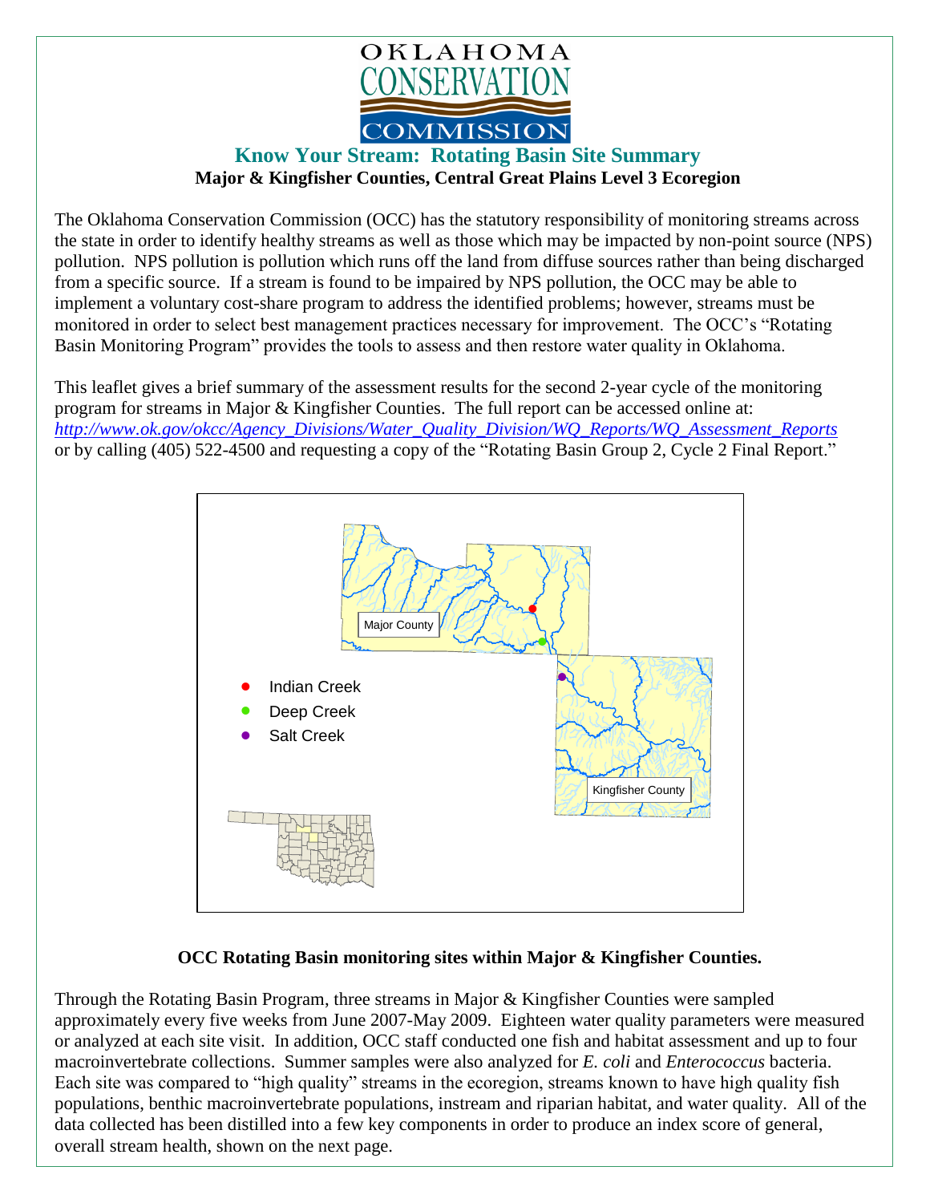OKLAHOMA CONSERVATION COMMISSION

## Know Your Stream: Rotating Basin Site Summary

**Major & Kingfisher Counties, Central Great Plains Level 3 Ecoregion**

The Oklahoma Conservation Commission (OCC) has the statutory responsibility of monitoring streams across the state in order to identify healthy streams as well as those which may be impacted by non-point source (NPS) pollution. NPS pollution is pollution which runs off the land from diffuse sources rather than being discharged from a specific source. If a stream is found to be impaired by NPS pollution, the OCC may be able to implement a voluntary cost-share program to address the identified problems; however, streams must be monitored in order to select best management practices necessary for improvement. The OCC's "Rotating Basin Monitoring Program" provides the tools to assess and then restore water quality in Oklahoma.

This leaflet gives a brief summary of the assessment results for the second 2-year cycle of the monitoring program for streams in Major & Kingfisher Counties. The full report can be accessed online at: *http://www.ok.gov/okcc/Agency_Divisions/Water_Quality_Division/WQ_Reports/WQ_Assessment_Reports* or by calling (405) 522-4500 and requesting a copy of the "Rotating Basin Group 2, Cycle 2 Final Report."

Major County

Kingfisher County

- Indian Creek
- Deep Creek
- Salt Creek

**OCC Rotating Basin monitoring sites within Major & Kingfisher Counties.**

Through the Rotating Basin Program, three streams in Major & Kingfisher Counties were sampled approximately every five weeks from June 2007-May 2009. Eighteen water quality parameters were measured or analyzed at each site visit. In addition, OCC staff conducted one fish and habitat assessment and up to four macroinvertebrate collections. Summer samples were also analyzed for *E. coli* and *Enterococcus* bacteria. Each site was compared to "high quality" streams in the ecoregion, streams known to have high quality fish populations, benthic macroinvertebrate populations, instream and riparian habitat, and water quality. All of the data collected has been distilled into a few key components in order to produce an index score of general, overall stream health, shown on the next page.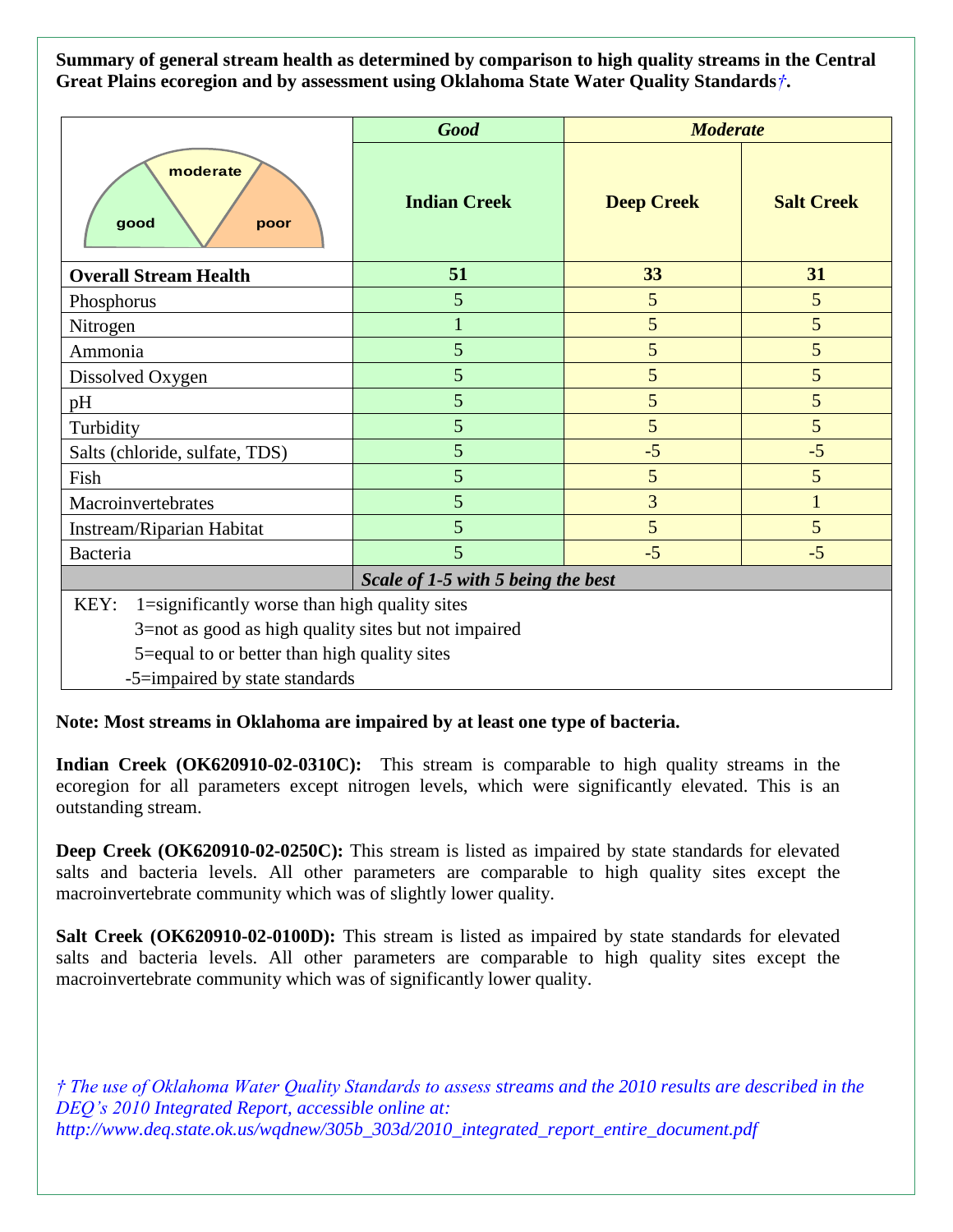**Summary of general stream health as determined by comparison to high quality streams in the Central Great Plains ecoregion and by assessment using Oklahoma State Water Quality Standards†.**

| | *Good* | *Moderate* | |
|---|---|---|---|
| good / moderate / poor | **Indian Creek** | **Deep Creek** | **Salt Creek** |
| **Overall Stream Health** | **51** | **33** | **31** |
| Phosphorus | 5 | 5 | 5 |
| Nitrogen | 1 | 5 | 5 |
| Ammonia | 5 | 5 | 5 |
| Dissolved Oxygen | 5 | 5 | 5 |
| pH | 5 | 5 | 5 |
| Turbidity | 5 | 5 | 5 |
| Salts (chloride, sulfate, TDS) | 5 | -5 | -5 |
| Fish | 5 | 5 | 5 |
| Macroinvertebrates | 5 | 3 | 1 |
| Instream/Riparian Habitat | 5 | 5 | 5 |
| Bacteria | 5 | -5 | -5 |
| | ***Scale of 1-5 with 5 being the best*** | | |

KEY: 1=significantly worse than high quality sites
3=not as good as high quality sites but not impaired
5=equal to or better than high quality sites
-5=impaired by state standards

**Note: Most streams in Oklahoma are impaired by at least one type of bacteria.**

**Indian Creek (OK620910-02-0310C):** This stream is comparable to high quality streams in the ecoregion for all parameters except nitrogen levels, which were significantly elevated. This is an outstanding stream.

**Deep Creek (OK620910-02-0250C):** This stream is listed as impaired by state standards for elevated salts and bacteria levels. All other parameters are comparable to high quality sites except the macroinvertebrate community which was of slightly lower quality.

**Salt Creek (OK620910-02-0100D):** This stream is listed as impaired by state standards for elevated salts and bacteria levels. All other parameters are comparable to high quality sites except the macroinvertebrate community which was of significantly lower quality.

*† The use of Oklahoma Water Quality Standards to assess streams and the 2010 results are described in the DEQ's 2010 Integrated Report, accessible online at: http://www.deq.state.ok.us/wqdnew/305b_303d/2010_integrated_report_entire_document.pdf*